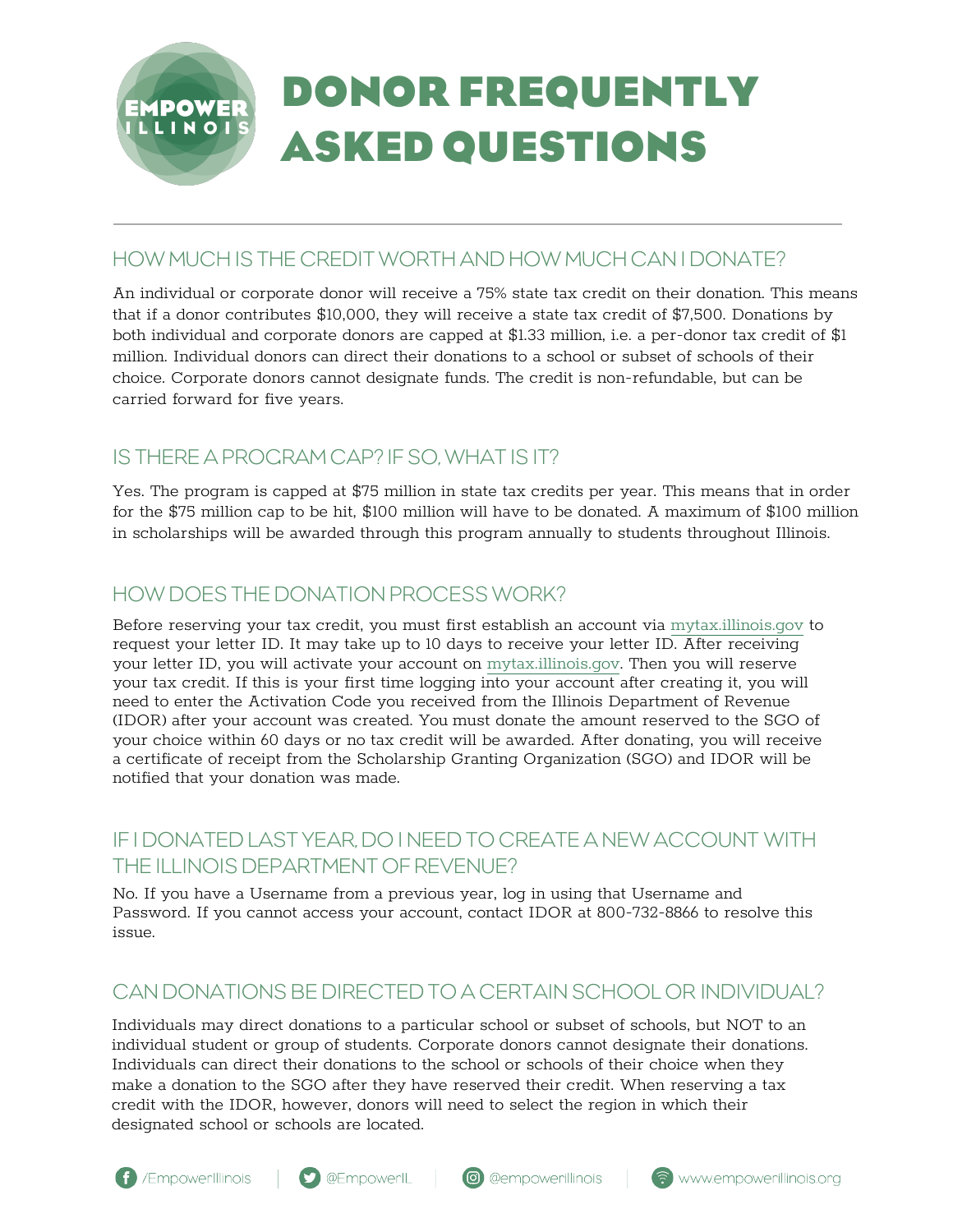# DONOR FREQUENTLY ASKED QUESTIONS

## HOW MUCH IS THE CREDIT WORTH AND HOW MUCH CAN I DONATE?

An individual or corporate donor will receive a 75% state tax credit on their donation. This means that if a donor contributes $10,000, they will receive a state tax credit of $7,500. Donations by both individual and corporate donors are capped at $1.33 million, i.e. a per-donor tax credit of $1 million. Individual donors can direct their donations to a school or subset of schools of their choice. Corporate donors cannot designate funds. The credit is non-refundable, but can be carried forward for five years.

## IS THERE A PROGRAM CAP? IF SO, WHAT IS IT?

Yes. The program is capped at $75 million in state tax credits per year. This means that in order for the $75 million cap to be hit, $100 million will have to be donated. A maximum of $100 million in scholarships will be awarded through this program annually to students throughout Illinois.

## HOW DOES THE DONATION PROCESS WORK?

Before reserving your tax credit, you must first establish an account via mytax.illinois.gov to request your letter ID. It may take up to 10 days to receive your letter ID. After receiving your letter ID, you will activate your account on mytax.illinois.gov. Then you will reserve your tax credit. If this is your first time logging into your account after creating it, you will need to enter the Activation Code you received from the Illinois Department of Revenue (IDOR) after your account was created. You must donate the amount reserved to the SGO of your choice within 60 days or no tax credit will be awarded. After donating, you will receive a certificate of receipt from the Scholarship Granting Organization (SGO) and IDOR will be notified that your donation was made.

## IF I DONATED LAST YEAR, DO I NEED TO CREATE A NEW ACCOUNT WITH THE ILLINOIS DEPARTMENT OF REVENUE?

No. If you have a Username from a previous year, log in using that Username and Password. If you cannot access your account, contact IDOR at 800-732-8866 to resolve this issue.

## CAN DONATIONS BE DIRECTED TO A CERTAIN SCHOOL OR INDIVIDUAL?

Individuals may direct donations to a particular school or subset of schools, but NOT to an individual student or group of students. Corporate donors cannot designate their donations. Individuals can direct their donations to the school or schools of their choice when they make a donation to the SGO after they have reserved their credit. When reserving a tax credit with the IDOR, however, donors will need to select the region in which their designated school or schools are located.

/EmpowerIllinois | @EmpowerIL | @empowerillinois | www.empowerillinois.org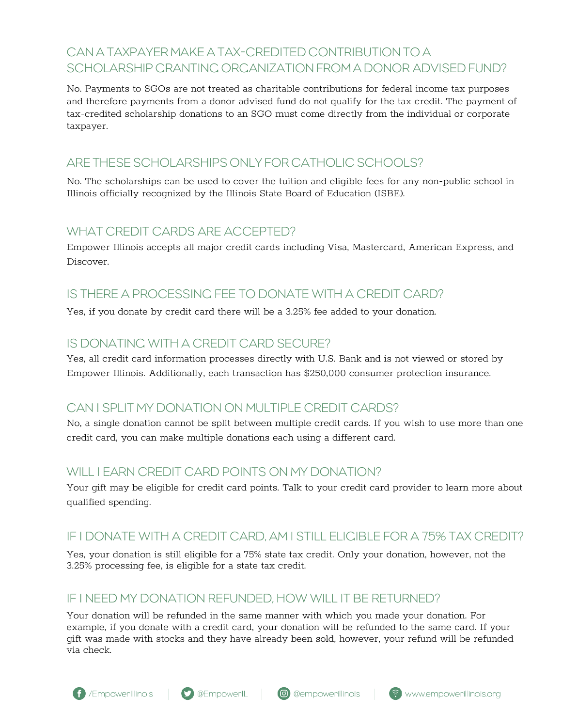## CAN A TAXPAYER MAKE A TAX-CREDITED CONTRIBUTION TO A SCHOLARSHIP GRANTING ORGANIZATION FROM A DONOR ADVISED FUND?

No. Payments to SGOs are not treated as charitable contributions for federal income tax purposes and therefore payments from a donor advised fund do not qualify for the tax credit. The payment of tax-credited scholarship donations to an SGO must come directly from the individual or corporate taxpayer.

## ARE THESE SCHOLARSHIPS ONLY FOR CATHOLIC SCHOOLS?

No. The scholarships can be used to cover the tuition and eligible fees for any non-public school in Illinois officially recognized by the Illinois State Board of Education (ISBE).

## WHAT CREDIT CARDS ARE ACCEPTED?

Empower Illinois accepts all major credit cards including Visa, Mastercard, American Express, and Discover.

## IS THERE A PROCESSING FEE TO DONATE WITH A CREDIT CARD?

Yes, if you donate by credit card there will be a 3.25% fee added to your donation.

## IS DONATING WITH A CREDIT CARD SECURE?

Yes, all credit card information processes directly with U.S. Bank and is not viewed or stored by Empower Illinois. Additionally, each transaction has $250,000 consumer protection insurance.

## CAN I SPLIT MY DONATION ON MULTIPLE CREDIT CARDS?

No, a single donation cannot be split between multiple credit cards. If you wish to use more than one credit card, you can make multiple donations each using a different card.

## WILL I EARN CREDIT CARD POINTS ON MY DONATION?

Your gift may be eligible for credit card points. Talk to your credit card provider to learn more about qualified spending.

## IF I DONATE WITH A CREDIT CARD, AM I STILL ELIGIBLE FOR A 75% TAX CREDIT?

Yes, your donation is still eligible for a 75% state tax credit. Only your donation, however, not the 3.25% processing fee, is eligible for a state tax credit.

## IF I NEED MY DONATION REFUNDED, HOW WILL IT BE RETURNED?

Your donation will be refunded in the same manner with which you made your donation. For example, if you donate with a credit card, your donation will be refunded to the same card. If your gift was made with stocks and they have already been sold, however, your refund will be refunded via check.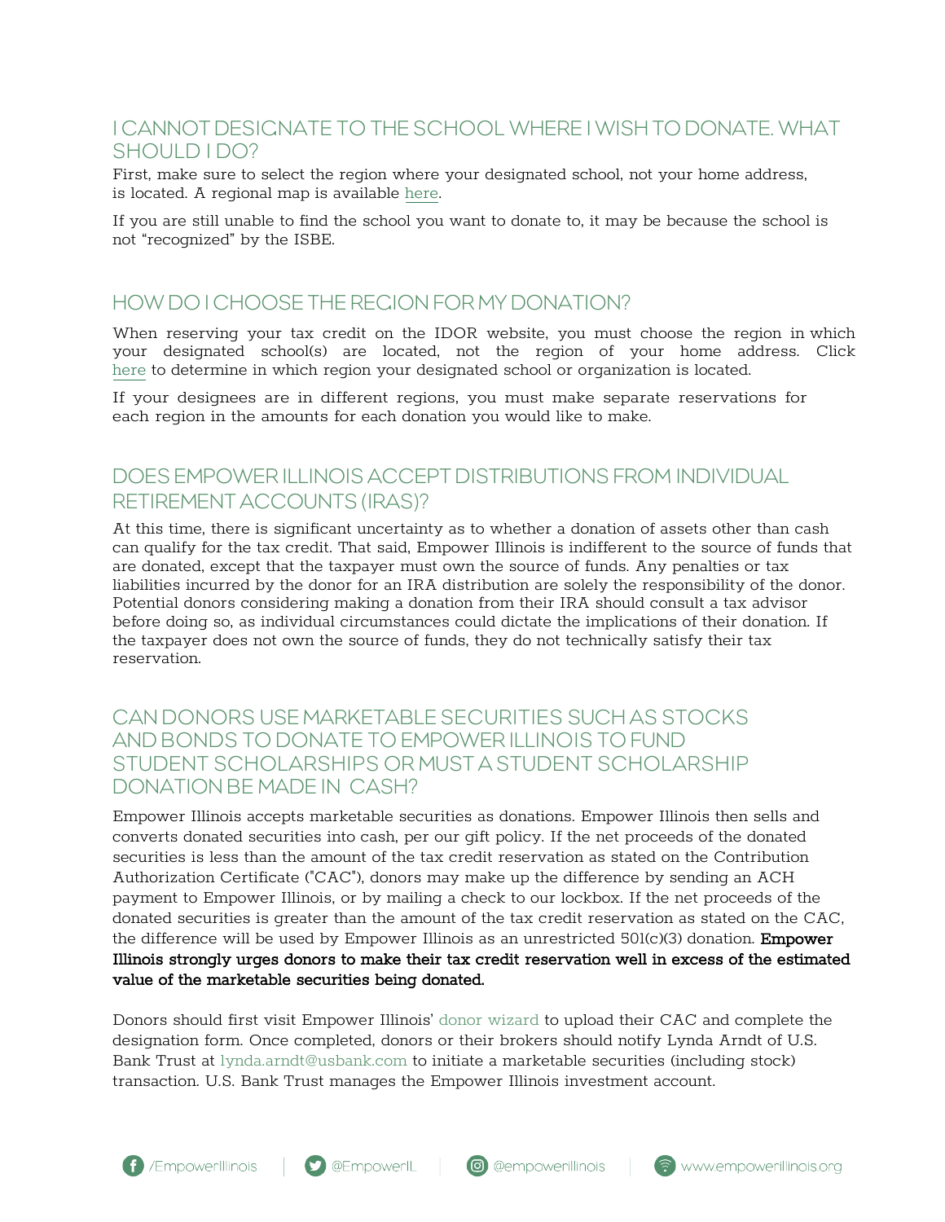## I CANNOT DESIGNATE TO THE SCHOOL WHERE I WISH TO DONATE. WHAT SHOULD I DO?

First, make sure to select the region where your designated school, not your home address, is located. A regional map is available here.

If you are still unable to find the school you want to donate to, it may be because the school is not "recognized" by the ISBE.

## HOW DO I CHOOSE THE REGION FOR MY DONATION?

When reserving your tax credit on the IDOR website, you must choose the region in which your designated school(s) are located, not the region of your home address. Click here to determine in which region your designated school or organization is located.

If your designees are in different regions, you must make separate reservations for each region in the amounts for each donation you would like to make.

## DOES EMPOWER ILLINOIS ACCEPT DISTRIBUTIONS FROM INDIVIDUAL RETIREMENT ACCOUNTS (IRAS)?

At this time, there is significant uncertainty as to whether a donation of assets other than cash can qualify for the tax credit. That said, Empower Illinois is indifferent to the source of funds that are donated, except that the taxpayer must own the source of funds. Any penalties or tax liabilities incurred by the donor for an IRA distribution are solely the responsibility of the donor. Potential donors considering making a donation from their IRA should consult a tax advisor before doing so, as individual circumstances could dictate the implications of their donation. If the taxpayer does not own the source of funds, they do not technically satisfy their tax reservation.

## CAN DONORS USE MARKETABLE SECURITIES SUCH AS STOCKS AND BONDS TO DONATE TO EMPOWER ILLINOIS TO FUND STUDENT SCHOLARSHIPS OR MUST A STUDENT SCHOLARSHIP DONATION BE MADE IN CASH?

Empower Illinois accepts marketable securities as donations. Empower Illinois then sells and converts donated securities into cash, per our gift policy. If the net proceeds of the donated securities is less than the amount of the tax credit reservation as stated on the Contribution Authorization Certificate ("CAC"), donors may make up the difference by sending an ACH payment to Empower Illinois, or by mailing a check to our lockbox. If the net proceeds of the donated securities is greater than the amount of the tax credit reservation as stated on the CAC, the difference will be used by Empower Illinois as an unrestricted 501(c)(3) donation. **Empower Illinois strongly urges donors to make their tax credit reservation well in excess of the estimated value of the marketable securities being donated.**

Donors should first visit Empower Illinois' donor wizard to upload their CAC and complete the designation form. Once completed, donors or their brokers should notify Lynda Arndt of U.S. Bank Trust at lynda.arndt@usbank.com to initiate a marketable securities (including stock) transaction. U.S. Bank Trust manages the Empower Illinois investment account.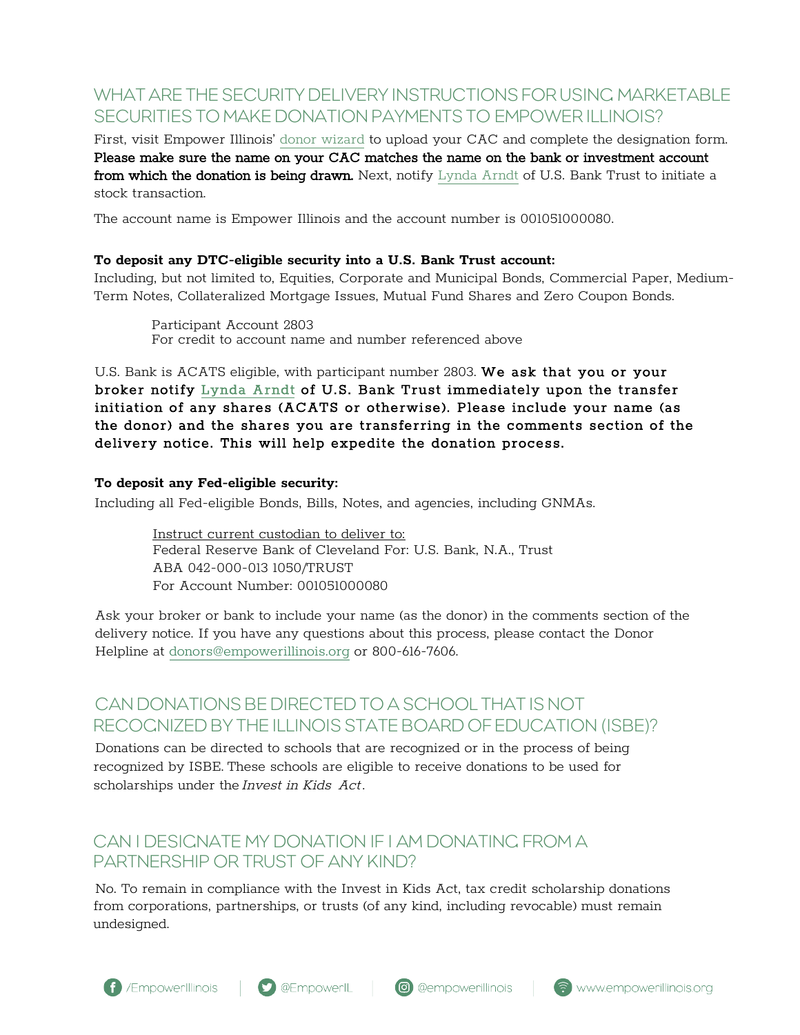## WHAT ARE THE SECURITY DELIVERY INSTRUCTIONS FOR USING MARKETABLE SECURITIES TO MAKE DONATION PAYMENTS TO EMPOWER ILLINOIS?

First, visit Empower Illinois' donor wizard to upload your CAC and complete the designation form. **Please make sure the name on your CAC matches the name on the bank or investment account from which the donation is being drawn.** Next, notify Lynda Arndt of U.S. Bank Trust to initiate a stock transaction.

The account name is Empower Illinois and the account number is 001051000080.

**To deposit any DTC-eligible security into a U.S. Bank Trust account:**
Including, but not limited to, Equities, Corporate and Municipal Bonds, Commercial Paper, Medium-Term Notes, Collateralized Mortgage Issues, Mutual Fund Shares and Zero Coupon Bonds.

> Participant Account 2803
> For credit to account name and number referenced above

U.S. Bank is ACATS eligible, with participant number 2803. **We ask that you or your broker notify Lynda Arndt of U.S. Bank Trust immediately upon the transfer initiation of any shares (ACATS or otherwise). Please include your name (as the donor) and the shares you are transferring in the comments section of the delivery notice. This will help expedite the donation process.**

**To deposit any Fed-eligible security:**
Including all Fed-eligible Bonds, Bills, Notes, and agencies, including GNMAs.

> Instruct current custodian to deliver to:
> Federal Reserve Bank of Cleveland For: U.S. Bank, N.A., Trust
> ABA 042-000-013 1050/TRUST
> For Account Number: 001051000080

Ask your broker or bank to include your name (as the donor) in the comments section of the delivery notice. If you have any questions about this process, please contact the Donor Helpline at donors@empowerillinois.org or 800-616-7606.

## CAN DONATIONS BE DIRECTED TO A SCHOOL THAT IS NOT RECOGNIZED BY THE ILLINOIS STATE BOARD OF EDUCATION (ISBE)?

Donations can be directed to schools that are recognized or in the process of being recognized by ISBE. These schools are eligible to receive donations to be used for scholarships under the *Invest in Kids Act*.

## CAN I DESIGNATE MY DONATION IF I AM DONATING FROM A PARTNERSHIP OR TRUST OF ANY KIND?

No. To remain in compliance with the Invest in Kids Act, tax credit scholarship donations from corporations, partnerships, or trusts (of any kind, including revocable) must remain undesigned.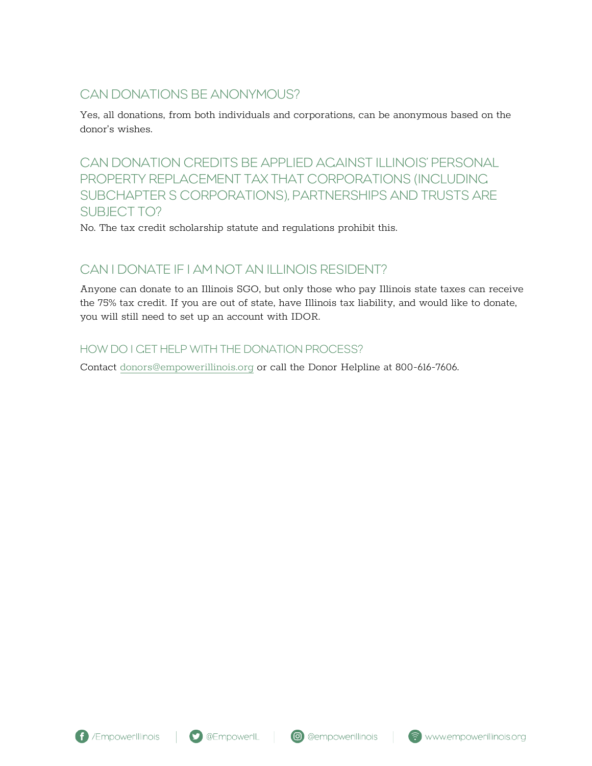## CAN DONATIONS BE ANONYMOUS?

Yes, all donations, from both individuals and corporations, can be anonymous based on the donor's wishes.

## CAN DONATION CREDITS BE APPLIED AGAINST ILLINOIS' PERSONAL PROPERTY REPLACEMENT TAX THAT CORPORATIONS (INCLUDING SUBCHAPTER S CORPORATIONS), PARTNERSHIPS AND TRUSTS ARE SUBJECT TO?

No. The tax credit scholarship statute and regulations prohibit this.

## CAN I DONATE IF I AM NOT AN ILLINOIS RESIDENT?

Anyone can donate to an Illinois SGO, but only those who pay Illinois state taxes can receive the 75% tax credit. If you are out of state, have Illinois tax liability, and would like to donate, you will still need to set up an account with IDOR.

### HOW DO I GET HELP WITH THE DONATION PROCESS?

Contact donors@empowerillinois.org or call the Donor Helpline at 800-616-7606.